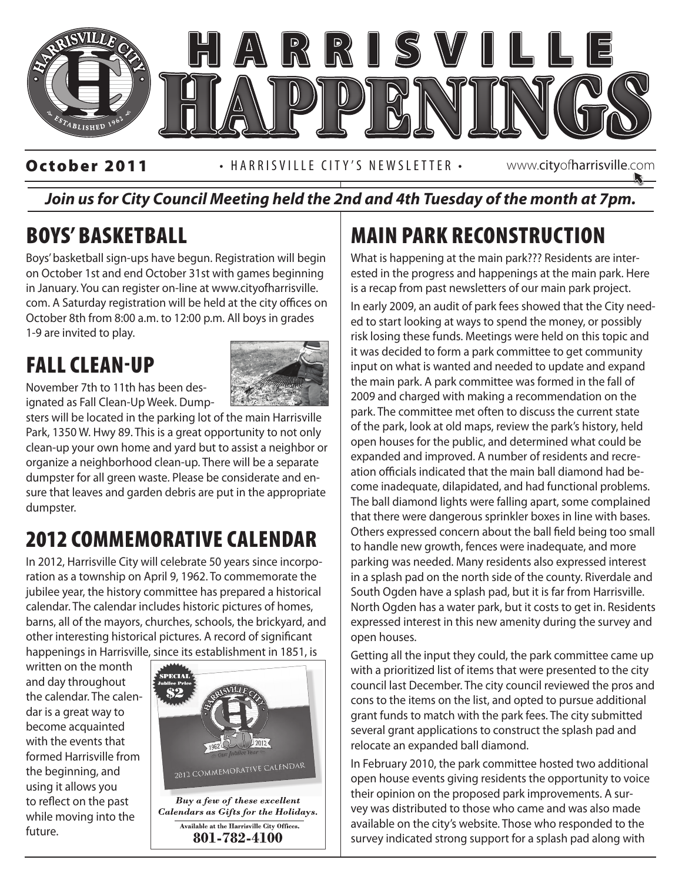# HARRISVILLE HAPPENINGS

**October 2011** • HARRISVILLE CITY'S NEWSLETTER • www.cityofharrisville.com

***Join us for City Council Meeting held the 2nd and 4th Tuesday of the month at 7pm.***

## BOYS' BASKETBALL

Boys' basketball sign-ups have begun. Registration will begin on October 1st and end October 31st with games beginning in January. You can register on-line at www.cityofharrisville.com. A Saturday registration will be held at the city offices on October 8th from 8:00 a.m. to 12:00 p.m. All boys in grades 1-9 are invited to play.

## FALL CLEAN-UP

November 7th to 11th has been designated as Fall Clean-Up Week. Dumpsters will be located in the parking lot of the main Harrisville Park, 1350 W. Hwy 89. This is a great opportunity to not only clean-up your own home and yard but to assist a neighbor or organize a neighborhood clean-up. There will be a separate dumpster for all green waste. Please be considerate and ensure that leaves and garden debris are put in the appropriate dumpster.

## 2012 COMMEMORATIVE CALENDAR

In 2012, Harrisville City will celebrate 50 years since incorporation as a township on April 9, 1962. To commemorate the jubilee year, the history committee has prepared a historical calendar. The calendar includes historic pictures of homes, barns, all of the mayors, churches, schools, the brickyard, and other interesting historical pictures. A record of significant happenings in Harrisville, since its establishment in 1851, is written on the month and day throughout the calendar. The calendar is a great way to become acquainted with the events that formed Harrisville from the beginning, and using it allows you to reflect on the past while moving into the future.

SPECIAL Jubilee Price $2

2012 COMMEMORATIVE CALENDAR

*Buy a few of these excellent Calendars as Gifts for the Holidays.*

Available at the Harrisville City Offices.
**801-782-4100**

## MAIN PARK RECONSTRUCTION

What is happening at the main park??? Residents are interested in the progress and happenings at the main park. Here is a recap from past newsletters of our main park project.

In early 2009, an audit of park fees showed that the City needed to start looking at ways to spend the money, or possibly risk losing these funds. Meetings were held on this topic and it was decided to form a park committee to get community input on what is wanted and needed to update and expand the main park. A park committee was formed in the fall of 2009 and charged with making a recommendation on the park. The committee met often to discuss the current state of the park, look at old maps, review the park's history, held open houses for the public, and determined what could be expanded and improved. A number of residents and recreation officials indicated that the main ball diamond had become inadequate, dilapidated, and had functional problems. The ball diamond lights were falling apart, some complained that there were dangerous sprinkler boxes in line with bases. Others expressed concern about the ball field being too small to handle new growth, fences were inadequate, and more parking was needed. Many residents also expressed interest in a splash pad on the north side of the county. Riverdale and South Ogden have a splash pad, but it is far from Harrisville. North Ogden has a water park, but it costs to get in. Residents expressed interest in this new amenity during the survey and open houses.

Getting all the input they could, the park committee came up with a prioritized list of items that were presented to the city council last December. The city council reviewed the pros and cons to the items on the list, and opted to pursue additional grant funds to match with the park fees. The city submitted several grant applications to construct the splash pad and relocate an expanded ball diamond.

In February 2010, the park committee hosted two additional open house events giving residents the opportunity to voice their opinion on the proposed park improvements. A survey was distributed to those who came and was also made available on the city's website. Those who responded to the survey indicated strong support for a splash pad along with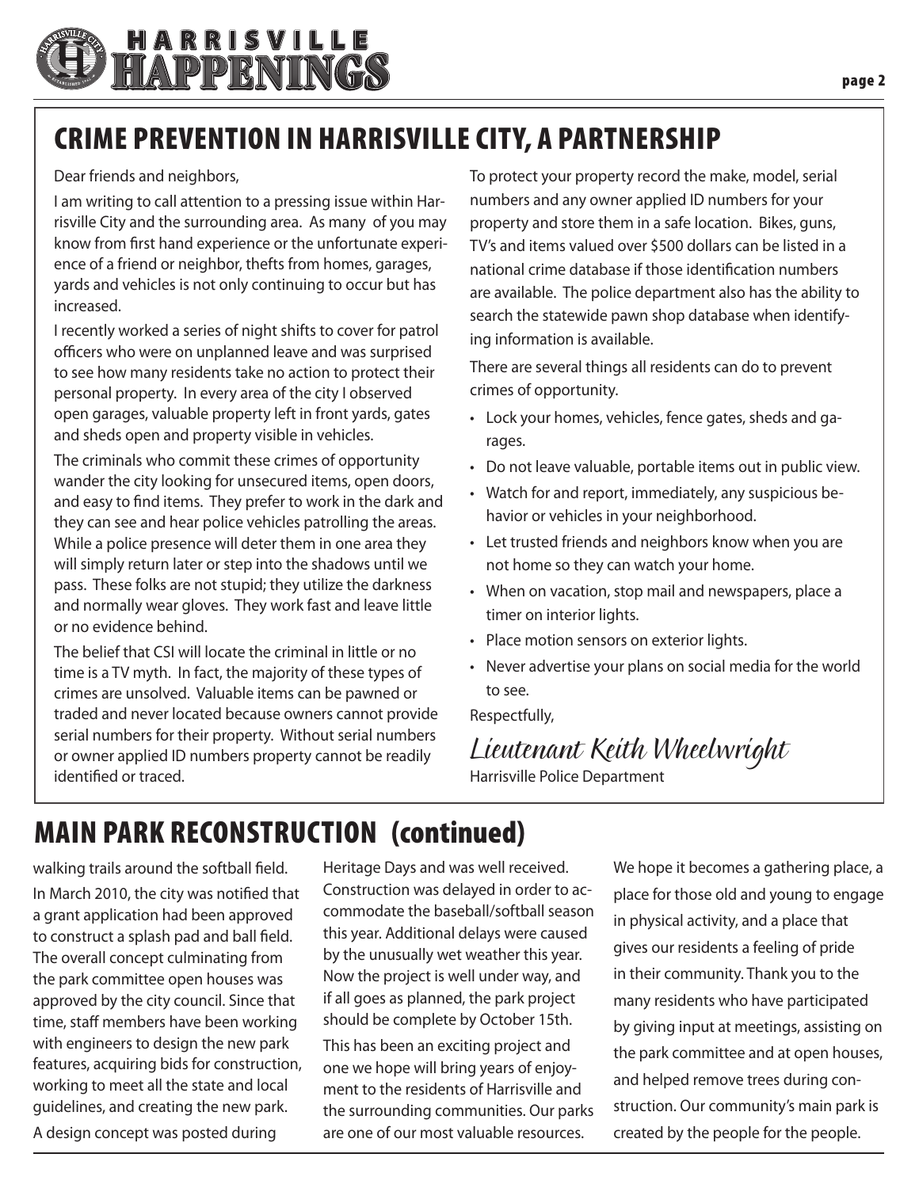## CRIME PREVENTION IN HARRISVILLE CITY, A PARTNERSHIP

Dear friends and neighbors,

I am writing to call attention to a pressing issue within Harrisville City and the surrounding area. As many of you may know from first hand experience or the unfortunate experience of a friend or neighbor, thefts from homes, garages, yards and vehicles is not only continuing to occur but has increased.

I recently worked a series of night shifts to cover for patrol officers who were on unplanned leave and was surprised to see how many residents take no action to protect their personal property. In every area of the city I observed open garages, valuable property left in front yards, gates and sheds open and property visible in vehicles.

The criminals who commit these crimes of opportunity wander the city looking for unsecured items, open doors, and easy to find items. They prefer to work in the dark and they can see and hear police vehicles patrolling the areas. While a police presence will deter them in one area they will simply return later or step into the shadows until we pass. These folks are not stupid; they utilize the darkness and normally wear gloves. They work fast and leave little or no evidence behind.

The belief that CSI will locate the criminal in little or no time is a TV myth. In fact, the majority of these types of crimes are unsolved. Valuable items can be pawned or traded and never located because owners cannot provide serial numbers for their property. Without serial numbers or owner applied ID numbers property cannot be readily identified or traced.

To protect your property record the make, model, serial numbers and any owner applied ID numbers for your property and store them in a safe location. Bikes, guns, TV's and items valued over $500 dollars can be listed in a national crime database if those identification numbers are available. The police department also has the ability to search the statewide pawn shop database when identifying information is available.

There are several things all residents can do to prevent crimes of opportunity.

- Lock your homes, vehicles, fence gates, sheds and garages.
- Do not leave valuable, portable items out in public view.
- Watch for and report, immediately, any suspicious behavior or vehicles in your neighborhood.
- Let trusted friends and neighbors know when you are not home so they can watch your home.
- When on vacation, stop mail and newspapers, place a timer on interior lights.
- Place motion sensors on exterior lights.
- Never advertise your plans on social media for the world to see.

Respectfully,

*Lieutenant Keith Wheelwright*

Harrisville Police Department

## MAIN PARK RECONSTRUCTION (continued)

walking trails around the softball field.

In March 2010, the city was notified that a grant application had been approved to construct a splash pad and ball field. The overall concept culminating from the park committee open houses was approved by the city council. Since that time, staff members have been working with engineers to design the new park features, acquiring bids for construction, working to meet all the state and local guidelines, and creating the new park.

A design concept was posted during Heritage Days and was well received. Construction was delayed in order to accommodate the baseball/softball season this year. Additional delays were caused by the unusually wet weather this year. Now the project is well under way, and if all goes as planned, the park project should be complete by October 15th.

This has been an exciting project and one we hope will bring years of enjoyment to the residents of Harrisville and the surrounding communities. Our parks are one of our most valuable resources. We hope it becomes a gathering place, a place for those old and young to engage in physical activity, and a place that gives our residents a feeling of pride in their community. Thank you to the many residents who have participated by giving input at meetings, assisting on the park committee and at open houses, and helped remove trees during construction. Our community's main park is created by the people for the people.